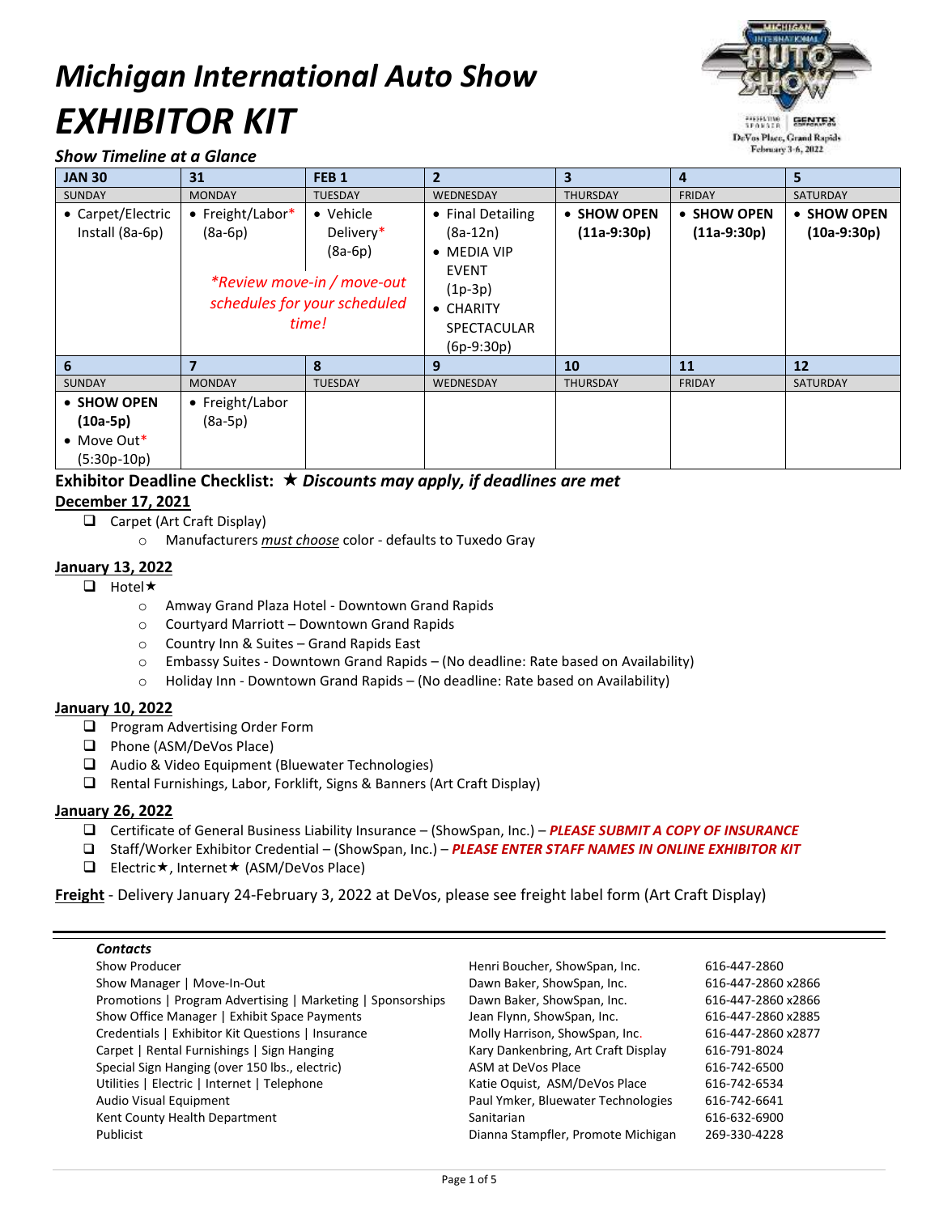# *Michigan International Auto Show*

# *EXHIBITOR KIT*

### *Show Timeline at a Glance*

| JAN 30 | 31 | FEB 1 | 2 | 3 | 4 | 5 |
|---|---|---|---|---|---|---|
| SUNDAY | MONDAY | TUESDAY | WEDNESDAY | THURSDAY | FRIDAY | SATURDAY |
| • Carpet/Electric Install (8a-6p) | • Freight/Labor* (8a-6p) | • Vehicle Delivery* (8a-6p) | • Final Detailing (8a-12n) • MEDIA VIP EVENT (1p-3p) • CHARITY SPECTACULAR (6p-9:30p) | • **SHOW OPEN (11a-9:30p)** | • **SHOW OPEN (11a-9:30p)** | • **SHOW OPEN (10a-9:30p)** |
| | *\*Review move-in / move-out schedules for your scheduled time!* | | | | | |
| 6 | 7 | 8 | 9 | 10 | 11 | 12 |
| SUNDAY | MONDAY | TUESDAY | WEDNESDAY | THURSDAY | FRIDAY | SATURDAY |
| • **SHOW OPEN (10a-5p)** • Move Out* (5:30p-10p) | • Freight/Labor (8a-5p) | | | | | |

## Exhibitor Deadline Checklist: ★ *Discounts may apply, if deadlines are met*

**<u>December 17, 2021</u>**

- ☐ Carpet (Art Craft Display)
  - Manufacturers *<u>must choose</u>* color - defaults to Tuxedo Gray

**<u>January 13, 2022</u>**

- ☐ Hotel★
  - Amway Grand Plaza Hotel - Downtown Grand Rapids
  - Courtyard Marriott – Downtown Grand Rapids
  - Country Inn & Suites – Grand Rapids East
  - Embassy Suites - Downtown Grand Rapids – (No deadline: Rate based on Availability)
  - Holiday Inn - Downtown Grand Rapids – (No deadline: Rate based on Availability)

**<u>January 10, 2022</u>**

- ☐ Program Advertising Order Form
- ☐ Phone (ASM/DeVos Place)
- ☐ Audio & Video Equipment (Bluewater Technologies)
- ☐ Rental Furnishings, Labor, Forklift, Signs & Banners (Art Craft Display)

**<u>January 26, 2022</u>**

- ☐ Certificate of General Business Liability Insurance – (ShowSpan, Inc.) – ***PLEASE SUBMIT A COPY OF INSURANCE***
- ☐ Staff/Worker Exhibitor Credential – (ShowSpan, Inc.) – ***PLEASE ENTER STAFF NAMES IN ONLINE EXHIBITOR KIT***
- ☐ Electric★, Internet★ (ASM/DeVos Place)

**<u>Freight</u>** - Delivery January 24-February 3, 2022 at DeVos, please see freight label form (Art Craft Display)

---

***Contacts***

| | | |
|---|---|---|
| Show Producer | Henri Boucher, ShowSpan, Inc. | 616-447-2860 |
| Show Manager \| Move-In-Out | Dawn Baker, ShowSpan, Inc. | 616-447-2860 x2866 |
| Promotions \| Program Advertising \| Marketing \| Sponsorships | Dawn Baker, ShowSpan, Inc. | 616-447-2860 x2866 |
| Show Office Manager \| Exhibit Space Payments | Jean Flynn, ShowSpan, Inc. | 616-447-2860 x2885 |
| Credentials \| Exhibitor Kit Questions \| Insurance | Molly Harrison, ShowSpan, Inc. | 616-447-2860 x2877 |
| Carpet \| Rental Furnishings \| Sign Hanging | Kary Dankenbring, Art Craft Display | 616-791-8024 |
| Special Sign Hanging (over 150 lbs., electric) | ASM at DeVos Place | 616-742-6500 |
| Utilities \| Electric \| Internet \| Telephone | Katie Oquist, ASM/DeVos Place | 616-742-6534 |
| Audio Visual Equipment | Paul Ymker, Bluewater Technologies | 616-742-6641 |
| Kent County Health Department | Sanitarian | 616-632-6900 |
| Publicist | Dianna Stampfler, Promote Michigan | 269-330-4228 |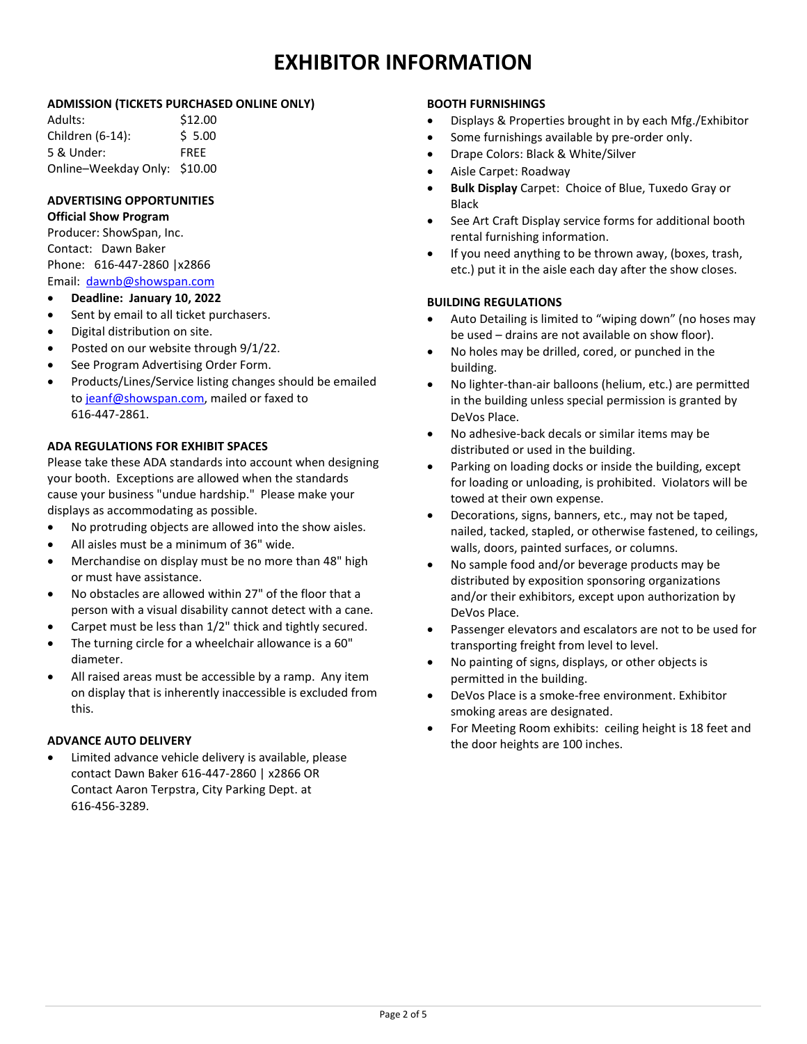# EXHIBITOR INFORMATION

### ADMISSION (TICKETS PURCHASED ONLINE ONLY)

| | |
|---|---|
| Adults: | $12.00 |
| Children (6-14): | $ 5.00 |
| 5 & Under: | FREE |
| Online–Weekday Only: | $10.00 |

### ADVERTISING OPPORTUNITIES

**Official Show Program**

Producer: ShowSpan, Inc.
Contact: Dawn Baker
Phone: 616-447-2860 |x2866
Email: dawnb@showspan.com

- **Deadline: January 10, 2022**
- Sent by email to all ticket purchasers.
- Digital distribution on site.
- Posted on our website through 9/1/22.
- See Program Advertising Order Form.
- Products/Lines/Service listing changes should be emailed to jeanf@showspan.com, mailed or faxed to 616-447-2861.

### ADA REGULATIONS FOR EXHIBIT SPACES

Please take these ADA standards into account when designing your booth. Exceptions are allowed when the standards cause your business "undue hardship." Please make your displays as accommodating as possible.

- No protruding objects are allowed into the show aisles.
- All aisles must be a minimum of 36" wide.
- Merchandise on display must be no more than 48" high or must have assistance.
- No obstacles are allowed within 27" of the floor that a person with a visual disability cannot detect with a cane.
- Carpet must be less than 1/2" thick and tightly secured.
- The turning circle for a wheelchair allowance is a 60" diameter.
- All raised areas must be accessible by a ramp. Any item on display that is inherently inaccessible is excluded from this.

### ADVANCE AUTO DELIVERY

- Limited advance vehicle delivery is available, please contact Dawn Baker 616-447-2860 | x2866 OR Contact Aaron Terpstra, City Parking Dept. at 616-456-3289.

### BOOTH FURNISHINGS

- Displays & Properties brought in by each Mfg./Exhibitor
- Some furnishings available by pre-order only.
- Drape Colors: Black & White/Silver
- Aisle Carpet: Roadway
- **Bulk Display** Carpet: Choice of Blue, Tuxedo Gray or Black
- See Art Craft Display service forms for additional booth rental furnishing information.
- If you need anything to be thrown away, (boxes, trash, etc.) put it in the aisle each day after the show closes.

### BUILDING REGULATIONS

- Auto Detailing is limited to "wiping down" (no hoses may be used – drains are not available on show floor).
- No holes may be drilled, cored, or punched in the building.
- No lighter-than-air balloons (helium, etc.) are permitted in the building unless special permission is granted by DeVos Place.
- No adhesive-back decals or similar items may be distributed or used in the building.
- Parking on loading docks or inside the building, except for loading or unloading, is prohibited. Violators will be towed at their own expense.
- Decorations, signs, banners, etc., may not be taped, nailed, tacked, stapled, or otherwise fastened, to ceilings, walls, doors, painted surfaces, or columns.
- No sample food and/or beverage products may be distributed by exposition sponsoring organizations and/or their exhibitors, except upon authorization by DeVos Place.
- Passenger elevators and escalators are not to be used for transporting freight from level to level.
- No painting of signs, displays, or other objects is permitted in the building.
- DeVos Place is a smoke-free environment. Exhibitor smoking areas are designated.
- For Meeting Room exhibits: ceiling height is 18 feet and the door heights are 100 inches.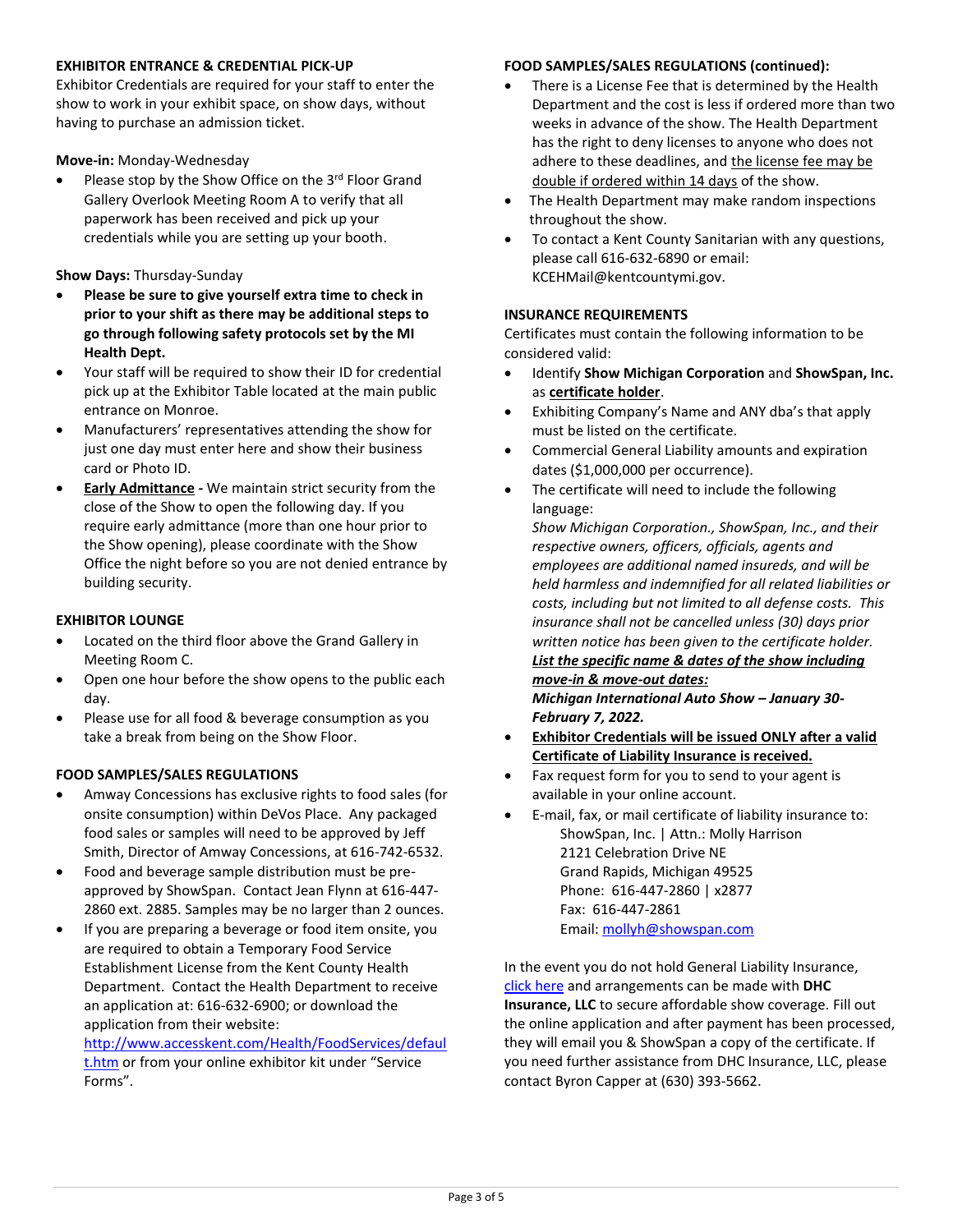### EXHIBITOR ENTRANCE & CREDENTIAL PICK-UP

Exhibitor Credentials are required for your staff to enter the show to work in your exhibit space, on show days, without having to purchase an admission ticket.

**Move-in:** Monday-Wednesday

- Please stop by the Show Office on the 3rd Floor Grand Gallery Overlook Meeting Room A to verify that all paperwork has been received and pick up your credentials while you are setting up your booth.

**Show Days:** Thursday-Sunday

- **Please be sure to give yourself extra time to check in prior to your shift as there may be additional steps to go through following safety protocols set by the MI Health Dept.**
- Your staff will be required to show their ID for credential pick up at the Exhibitor Table located at the main public entrance on Monroe.
- Manufacturers' representatives attending the show for just one day must enter here and show their business card or Photo ID.
- **Early Admittance -** We maintain strict security from the close of the Show to open the following day. If you require early admittance (more than one hour prior to the Show opening), please coordinate with the Show Office the night before so you are not denied entrance by building security.

### EXHIBITOR LOUNGE

- Located on the third floor above the Grand Gallery in Meeting Room C.
- Open one hour before the show opens to the public each day.
- Please use for all food & beverage consumption as you take a break from being on the Show Floor.

### FOOD SAMPLES/SALES REGULATIONS

- Amway Concessions has exclusive rights to food sales (for onsite consumption) within DeVos Place. Any packaged food sales or samples will need to be approved by Jeff Smith, Director of Amway Concessions, at 616-742-6532.
- Food and beverage sample distribution must be pre-approved by ShowSpan. Contact Jean Flynn at 616-447-2860 ext. 2885. Samples may be no larger than 2 ounces.
- If you are preparing a beverage or food item onsite, you are required to obtain a Temporary Food Service Establishment License from the Kent County Health Department. Contact the Health Department to receive an application at: 616-632-6900; or download the application from their website: http://www.accesskent.com/Health/FoodServices/default.htm or from your online exhibitor kit under "Service Forms".

### FOOD SAMPLES/SALES REGULATIONS (continued):

- There is a License Fee that is determined by the Health Department and the cost is less if ordered more than two weeks in advance of the show. The Health Department has the right to deny licenses to anyone who does not adhere to these deadlines, and the license fee may be double if ordered within 14 days of the show.
- The Health Department may make random inspections throughout the show.
- To contact a Kent County Sanitarian with any questions, please call 616-632-6890 or email: KCEHMail@kentcountymi.gov.

### INSURANCE REQUIREMENTS

Certificates must contain the following information to be considered valid:

- Identify **Show Michigan Corporation** and **ShowSpan, Inc.** as **certificate holder**.
- Exhibiting Company's Name and ANY dba's that apply must be listed on the certificate.
- Commercial General Liability amounts and expiration dates ($1,000,000 per occurrence).
- The certificate will need to include the following language:
  *Show Michigan Corporation., ShowSpan, Inc., and their respective owners, officers, officials, agents and employees are additional named insureds, and will be held harmless and indemnified for all related liabilities or costs, including but not limited to all defense costs. This insurance shall not be cancelled unless (30) days prior written notice has been given to the certificate holder.*
  ***List the specific name & dates of the show including move-in & move-out dates:***
  ***Michigan International Auto Show – January 30-February 7, 2022.***
- **Exhibitor Credentials will be issued ONLY after a valid Certificate of Liability Insurance is received.**
- Fax request form for you to send to your agent is available in your online account.
- E-mail, fax, or mail certificate of liability insurance to:
  ShowSpan, Inc. | Attn.: Molly Harrison
  2121 Celebration Drive NE
  Grand Rapids, Michigan 49525
  Phone: 616-447-2860 | x2877
  Fax: 616-447-2861
  Email: mollyh@showspan.com

In the event you do not hold General Liability Insurance, click here and arrangements can be made with **DHC Insurance, LLC** to secure affordable show coverage. Fill out the online application and after payment has been processed, they will email you & ShowSpan a copy of the certificate. If you need further assistance from DHC Insurance, LLC, please contact Byron Capper at (630) 393-5662.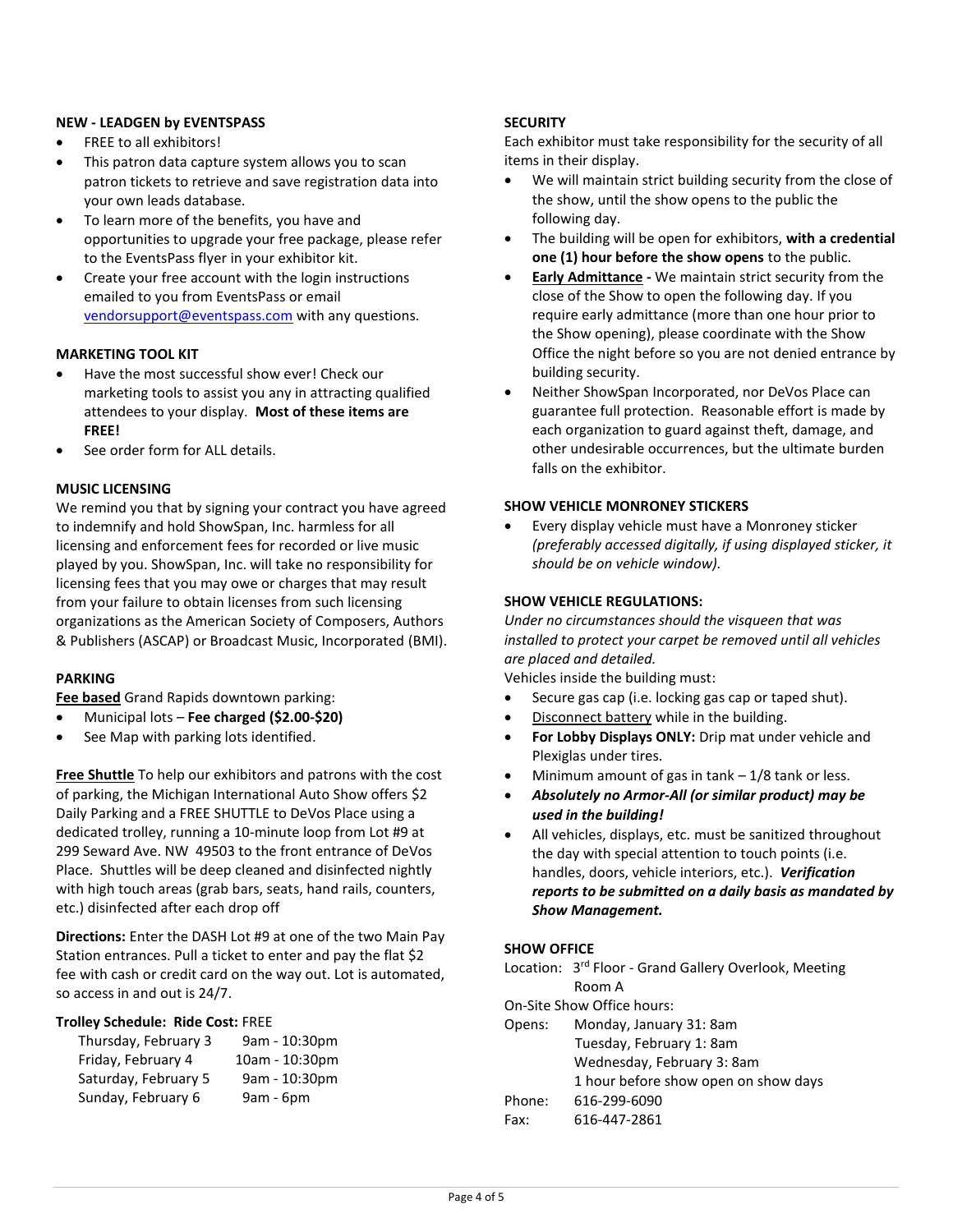## NEW - LEADGEN by EVENTSPASS

- FREE to all exhibitors!
- This patron data capture system allows you to scan patron tickets to retrieve and save registration data into your own leads database.
- To learn more of the benefits, you have and opportunities to upgrade your free package, please refer to the EventsPass flyer in your exhibitor kit.
- Create your free account with the login instructions emailed to you from EventsPass or email vendorsupport@eventspass.com with any questions.

## MARKETING TOOL KIT

- Have the most successful show ever! Check our marketing tools to assist you any in attracting qualified attendees to your display. **Most of these items are FREE!**
- See order form for ALL details.

## MUSIC LICENSING

We remind you that by signing your contract you have agreed to indemnify and hold ShowSpan, Inc. harmless for all licensing and enforcement fees for recorded or live music played by you. ShowSpan, Inc. will take no responsibility for licensing fees that you may owe or charges that may result from your failure to obtain licenses from such licensing organizations as the American Society of Composers, Authors & Publishers (ASCAP) or Broadcast Music, Incorporated (BMI).

## PARKING

**Fee based** Grand Rapids downtown parking:

- Municipal lots – **Fee charged ($2.00-$20)**
- See Map with parking lots identified.

**Free Shuttle** To help our exhibitors and patrons with the cost of parking, the Michigan International Auto Show offers $2 Daily Parking and a FREE SHUTTLE to DeVos Place using a dedicated trolley, running a 10-minute loop from Lot #9 at 299 Seward Ave. NW 49503 to the front entrance of DeVos Place. Shuttles will be deep cleaned and disinfected nightly with high touch areas (grab bars, seats, hand rails, counters, etc.) disinfected after each drop off

**Directions:** Enter the DASH Lot #9 at one of the two Main Pay Station entrances. Pull a ticket to enter and pay the flat $2 fee with cash or credit card on the way out. Lot is automated, so access in and out is 24/7.

**Trolley Schedule: Ride Cost:** FREE

| Day | Hours |
|---|---|
| Thursday, February 3 | 9am - 10:30pm |
| Friday, February 4 | 10am - 10:30pm |
| Saturday, February 5 | 9am - 10:30pm |
| Sunday, February 6 | 9am - 6pm |

## SECURITY

Each exhibitor must take responsibility for the security of all items in their display.

- We will maintain strict building security from the close of the show, until the show opens to the public the following day.
- The building will be open for exhibitors, **with a credential one (1) hour before the show opens** to the public.
- **Early Admittance -** We maintain strict security from the close of the Show to open the following day. If you require early admittance (more than one hour prior to the Show opening), please coordinate with the Show Office the night before so you are not denied entrance by building security.
- Neither ShowSpan Incorporated, nor DeVos Place can guarantee full protection. Reasonable effort is made by each organization to guard against theft, damage, and other undesirable occurrences, but the ultimate burden falls on the exhibitor.

## SHOW VEHICLE MONRONEY STICKERS

- Every display vehicle must have a Monroney sticker *(preferably accessed digitally, if using displayed sticker, it should be on vehicle window).*

## SHOW VEHICLE REGULATIONS:

*Under no circumstances should the visqueen that was installed to protect your carpet be removed until all vehicles are placed and detailed.*

Vehicles inside the building must:

- Secure gas cap (i.e. locking gas cap or taped shut).
- Disconnect battery while in the building.
- **For Lobby Displays ONLY:** Drip mat under vehicle and Plexiglas under tires.
- Minimum amount of gas in tank – 1/8 tank or less.
- ***Absolutely no Armor-All (or similar product) may be used in the building!***
- All vehicles, displays, etc. must be sanitized throughout the day with special attention to touch points (i.e. handles, doors, vehicle interiors, etc.). ***Verification reports to be submitted on a daily basis as mandated by Show Management.***

## SHOW OFFICE

Location: 3rd Floor - Grand Gallery Overlook, Meeting Room A

On-Site Show Office hours:

Opens: Monday, January 31: 8am
Tuesday, February 1: 8am
Wednesday, February 3: 8am
1 hour before show open on show days

Phone: 616-299-6090

Fax: 616-447-2861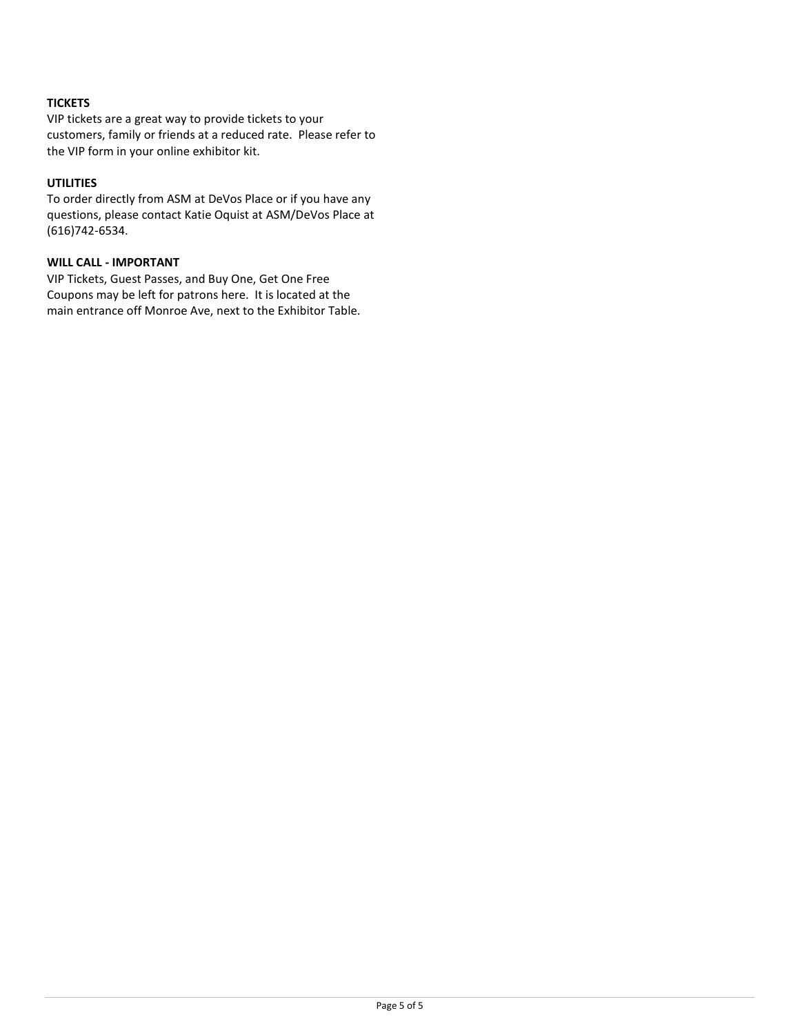**TICKETS**

VIP tickets are a great way to provide tickets to your customers, family or friends at a reduced rate. Please refer to the VIP form in your online exhibitor kit.

**UTILITIES**

To order directly from ASM at DeVos Place or if you have any questions, please contact Katie Oquist at ASM/DeVos Place at (616)742-6534.

**WILL CALL - IMPORTANT**

VIP Tickets, Guest Passes, and Buy One, Get One Free Coupons may be left for patrons here. It is located at the main entrance off Monroe Ave, next to the Exhibitor Table.